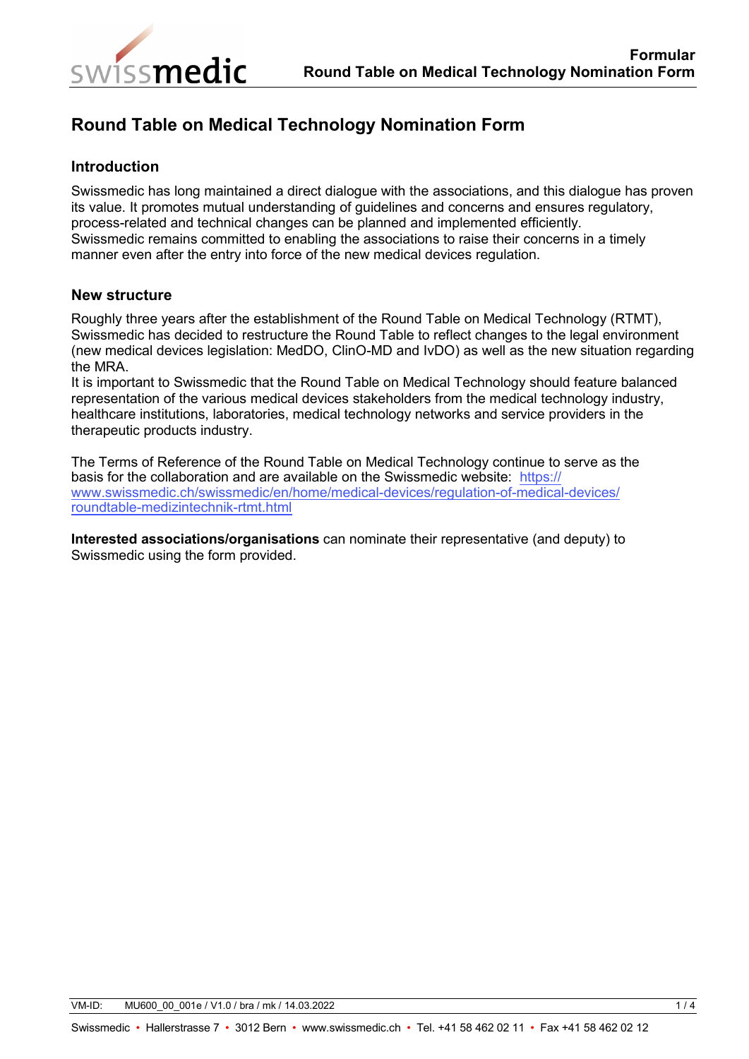# Round Table on Medical Technology Nomination Form

## Introduction

Swissmedic has long maintained a direct dialogue with the associations, and this dialogue has proven its value. It promotes mutual understanding of guidelines and concerns and ensures regulatory, process-related and technical changes can be planned and implemented efficiently.
Swissmedic remains committed to enabling the associations to raise their concerns in a timely manner even after the entry into force of the new medical devices regulation.

## New structure

Roughly three years after the establishment of the Round Table on Medical Technology (RTMT), Swissmedic has decided to restructure the Round Table to reflect changes to the legal environment (new medical devices legislation: MedDO, ClinO-MD and IvDO) as well as the new situation regarding the MRA.
It is important to Swissmedic that the Round Table on Medical Technology should feature balanced representation of the various medical devices stakeholders from the medical technology industry, healthcare institutions, laboratories, medical technology networks and service providers in the therapeutic products industry.

The Terms of Reference of the Round Table on Medical Technology continue to serve as the basis for the collaboration and are available on the Swissmedic website: [https://www.swissmedic.ch/swissmedic/en/home/medical-devices/regulation-of-medical-devices/roundtable-medizintechnik-rtmt.html](https://www.swissmedic.ch/swissmedic/en/home/medical-devices/regulation-of-medical-devices/roundtable-medizintechnik-rtmt.html)

**Interested associations/organisations** can nominate their representative (and deputy) to Swissmedic using the form provided.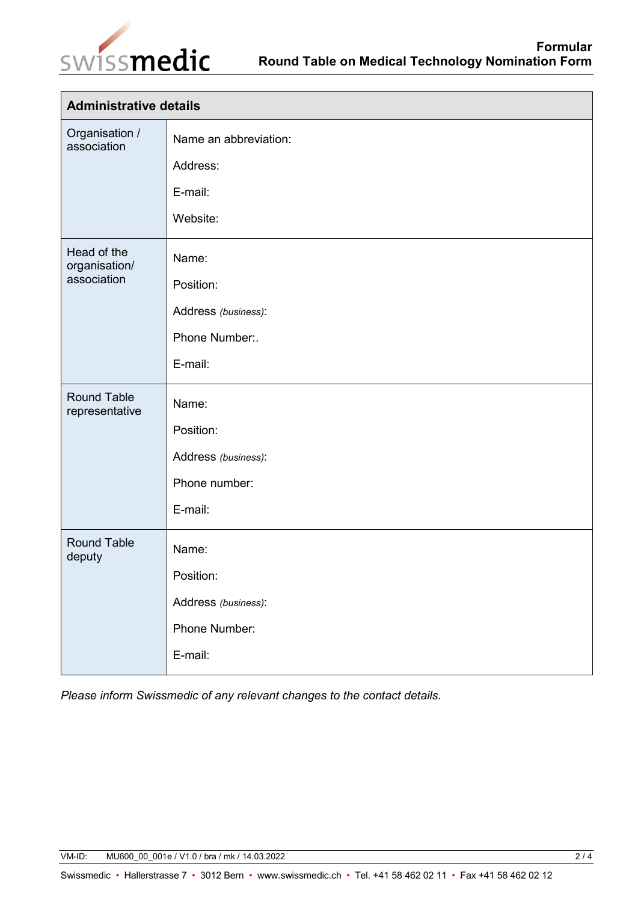| Administrative details | |
|---|---|
| Organisation / association | Name an abbreviation:<br><br>Address:<br><br>E-mail:<br><br>Website: |
| Head of the organisation/ association | Name:<br><br>Position:<br><br>Address *(business)*:<br><br>Phone Number:.<br><br>E-mail: |
| Round Table representative | Name:<br><br>Position:<br><br>Address *(business)*:<br><br>Phone number:<br><br>E-mail: |
| Round Table deputy | Name:<br><br>Position:<br><br>Address *(business)*:<br><br>Phone Number:<br><br>E-mail: |

*Please inform Swissmedic of any relevant changes to the contact details.*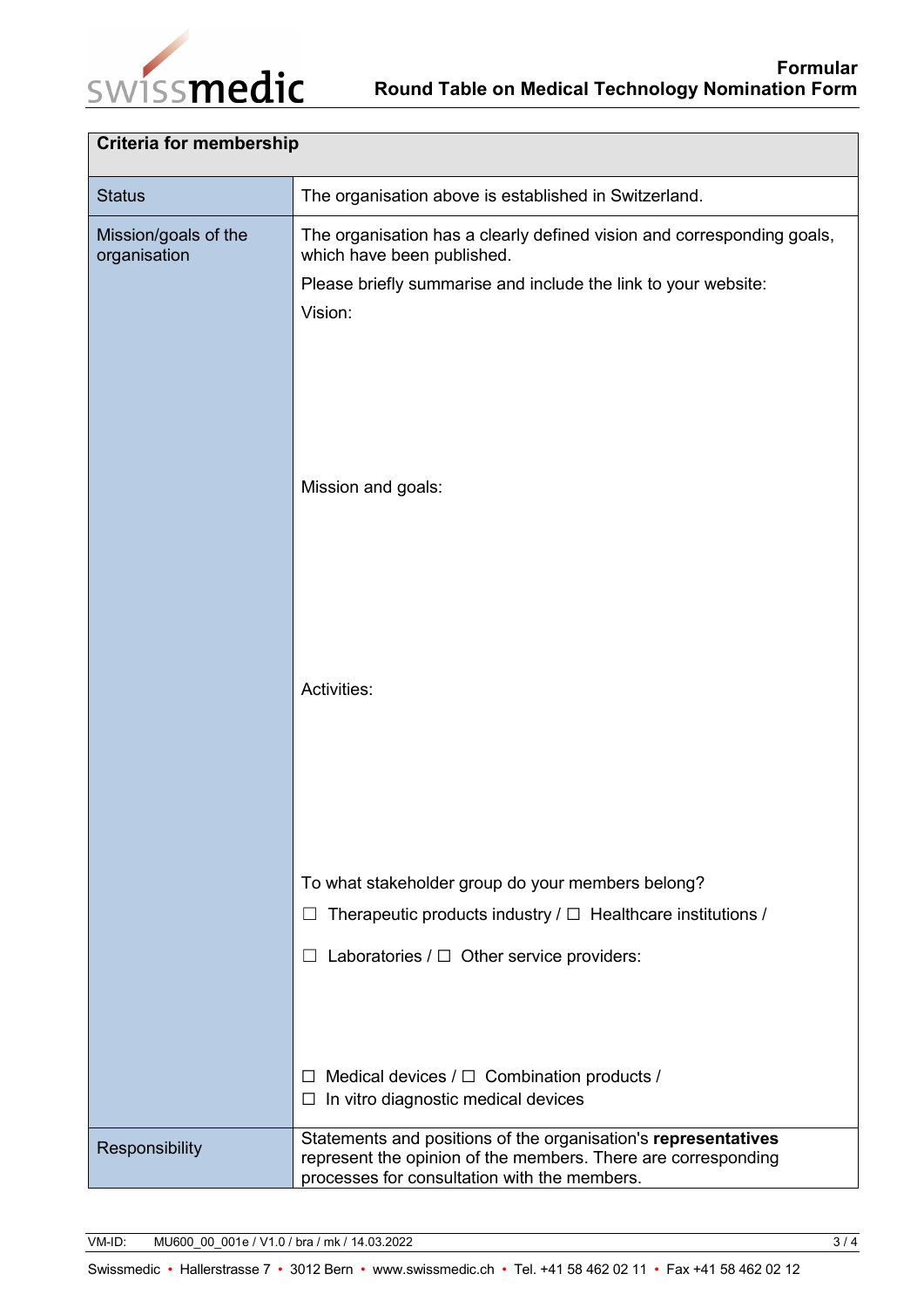| Criteria for membership | |
|---|---|
| Status | The organisation above is established in Switzerland. |
| Mission/goals of the organisation | The organisation has a clearly defined vision and corresponding goals, which have been published.<br>Please briefly summarise and include the link to your website:<br>Vision:<br><br>Mission and goals:<br><br>Activities:<br><br>To what stakeholder group do your members belong?<br>☐ Therapeutic products industry / ☐ Healthcare institutions /<br>☐ Laboratories / ☐ Other service providers:<br><br>☐ Medical devices / ☐ Combination products /<br>☐ In vitro diagnostic medical devices |
| Responsibility | Statements and positions of the organisation's **representatives** represent the opinion of the members. There are corresponding processes for consultation with the members. |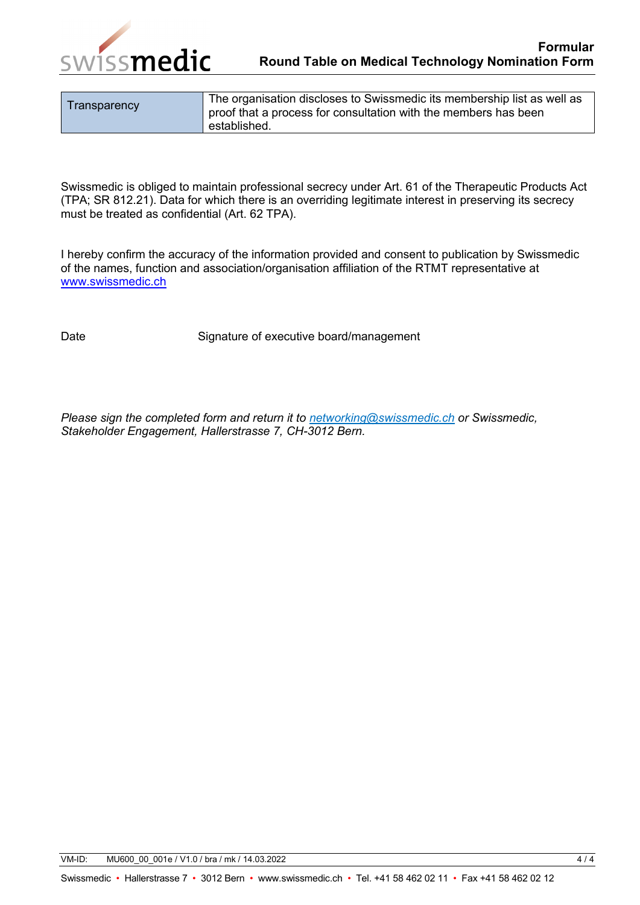| | |
|---|---|
| Transparency | The organisation discloses to Swissmedic its membership list as well as proof that a process for consultation with the members has been established. |

Swissmedic is obliged to maintain professional secrecy under Art. 61 of the Therapeutic Products Act (TPA; SR 812.21). Data for which there is an overriding legitimate interest in preserving its secrecy must be treated as confidential (Art. 62 TPA).

I hereby confirm the accuracy of the information provided and consent to publication by Swissmedic of the names, function and association/organisation affiliation of the RTMT representative at www.swissmedic.ch

Date Signature of executive board/management

*Please sign the completed form and return it to networking@swissmedic.ch or Swissmedic, Stakeholder Engagement, Hallerstrasse 7, CH-3012 Bern.*